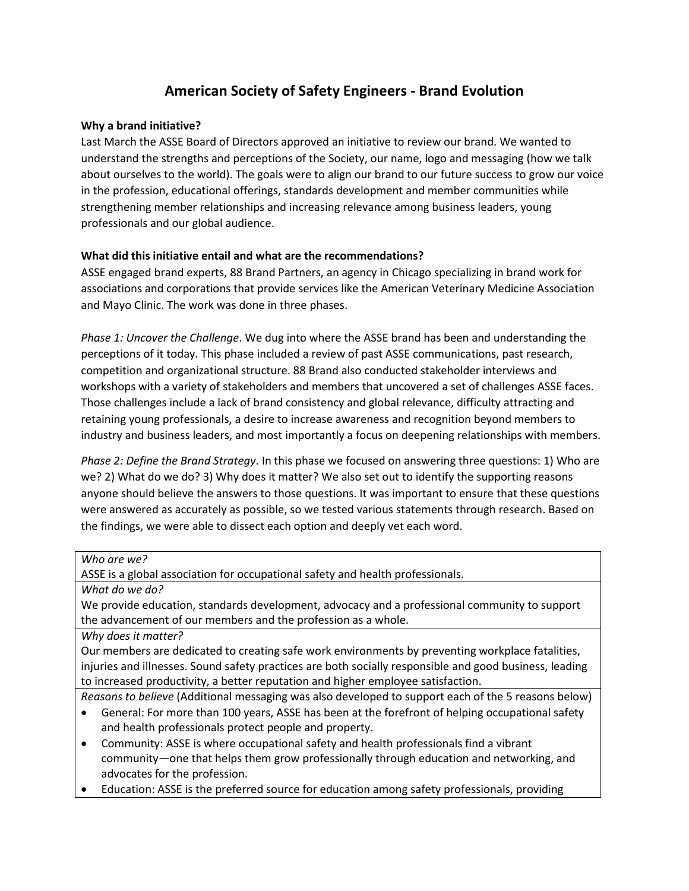# American Society of Safety Engineers - Brand Evolution

**Why a brand initiative?**

Last March the ASSE Board of Directors approved an initiative to review our brand. We wanted to understand the strengths and perceptions of the Society, our name, logo and messaging (how we talk about ourselves to the world). The goals were to align our brand to our future success to grow our voice in the profession, educational offerings, standards development and member communities while strengthening member relationships and increasing relevance among business leaders, young professionals and our global audience.

**What did this initiative entail and what are the recommendations?**

ASSE engaged brand experts, 88 Brand Partners, an agency in Chicago specializing in brand work for associations and corporations that provide services like the American Veterinary Medicine Association and Mayo Clinic. The work was done in three phases.

*Phase 1: Uncover the Challenge*. We dug into where the ASSE brand has been and understanding the perceptions of it today. This phase included a review of past ASSE communications, past research, competition and organizational structure. 88 Brand also conducted stakeholder interviews and workshops with a variety of stakeholders and members that uncovered a set of challenges ASSE faces. Those challenges include a lack of brand consistency and global relevance, difficulty attracting and retaining young professionals, a desire to increase awareness and recognition beyond members to industry and business leaders, and most importantly a focus on deepening relationships with members.

*Phase 2: Define the Brand Strategy*. In this phase we focused on answering three questions: 1) Who are we? 2) What do we do? 3) Why does it matter? We also set out to identify the supporting reasons anyone should believe the answers to those questions. It was important to ensure that these questions were answered as accurately as possible, so we tested various statements through research. Based on the findings, we were able to dissect each option and deeply vet each word.

| |
|---|
| *Who are we?* |
| ASSE is a global association for occupational safety and health professionals. |
| *What do we do?* |
| We provide education, standards development, advocacy and a professional community to support the advancement of our members and the profession as a whole. |
| *Why does it matter?* |
| Our members are dedicated to creating safe work environments by preventing workplace fatalities, injuries and illnesses. Sound safety practices are both socially responsible and good business, leading to increased productivity, a better reputation and higher employee satisfaction. |
| *Reasons to believe* (Additional messaging was also developed to support each of the 5 reasons below)<br>• General: For more than 100 years, ASSE has been at the forefront of helping occupational safety and health professionals protect people and property.<br>• Community: ASSE is where occupational safety and health professionals find a vibrant community—one that helps them grow professionally through education and networking, and advocates for the profession.<br>• Education: ASSE is the preferred source for education among safety professionals, providing |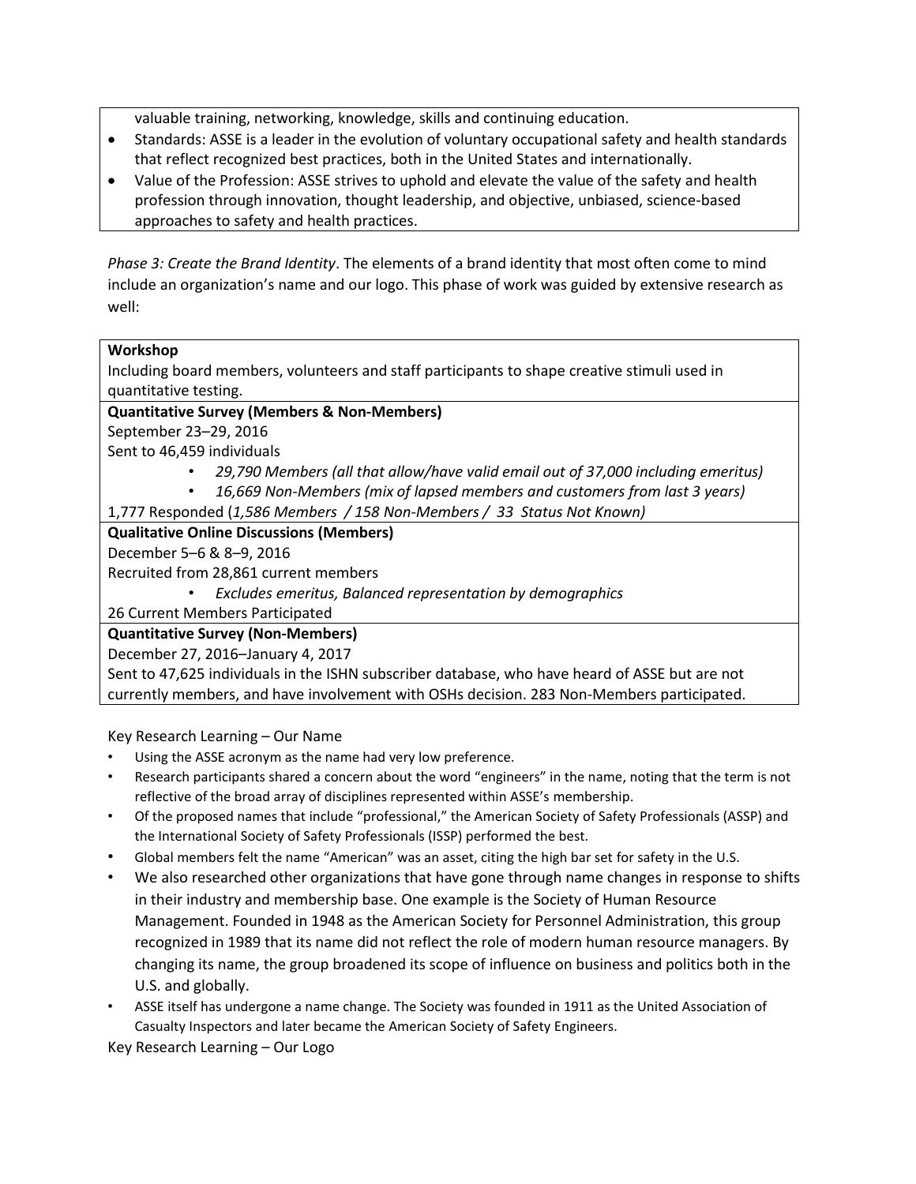valuable training, networking, knowledge, skills and continuing education.

- Standards: ASSE is a leader in the evolution of voluntary occupational safety and health standards that reflect recognized best practices, both in the United States and internationally.
- Value of the Profession: ASSE strives to uphold and elevate the value of the safety and health profession through innovation, thought leadership, and objective, unbiased, science-based approaches to safety and health practices.

*Phase 3: Create the Brand Identity*. The elements of a brand identity that most often come to mind include an organization's name and our logo. This phase of work was guided by extensive research as well:

**Workshop**

Including board members, volunteers and staff participants to shape creative stimuli used in quantitative testing.

**Quantitative Survey (Members & Non-Members)**

September 23–29, 2016

Sent to 46,459 individuals

- *29,790 Members (all that allow/have valid email out of 37,000 including emeritus)*
- *16,669 Non-Members (mix of lapsed members and customers from last 3 years)*

1,777 Responded (*1,586 Members / 158 Non-Members / 33 Status Not Known)*

**Qualitative Online Discussions (Members)**

December 5–6 & 8–9, 2016

Recruited from 28,861 current members

- *Excludes emeritus, Balanced representation by demographics*

26 Current Members Participated

**Quantitative Survey (Non-Members)**

December 27, 2016–January 4, 2017

Sent to 47,625 individuals in the ISHN subscriber database, who have heard of ASSE but are not currently members, and have involvement with OSHs decision. 283 Non-Members participated.

Key Research Learning – Our Name

- Using the ASSE acronym as the name had very low preference.
- Research participants shared a concern about the word "engineers" in the name, noting that the term is not reflective of the broad array of disciplines represented within ASSE's membership.
- Of the proposed names that include "professional," the American Society of Safety Professionals (ASSP) and the International Society of Safety Professionals (ISSP) performed the best.
- Global members felt the name "American" was an asset, citing the high bar set for safety in the U.S.
- We also researched other organizations that have gone through name changes in response to shifts in their industry and membership base. One example is the Society of Human Resource Management. Founded in 1948 as the American Society for Personnel Administration, this group recognized in 1989 that its name did not reflect the role of modern human resource managers. By changing its name, the group broadened its scope of influence on business and politics both in the U.S. and globally.
- ASSE itself has undergone a name change. The Society was founded in 1911 as the United Association of Casualty Inspectors and later became the American Society of Safety Engineers.

Key Research Learning – Our Logo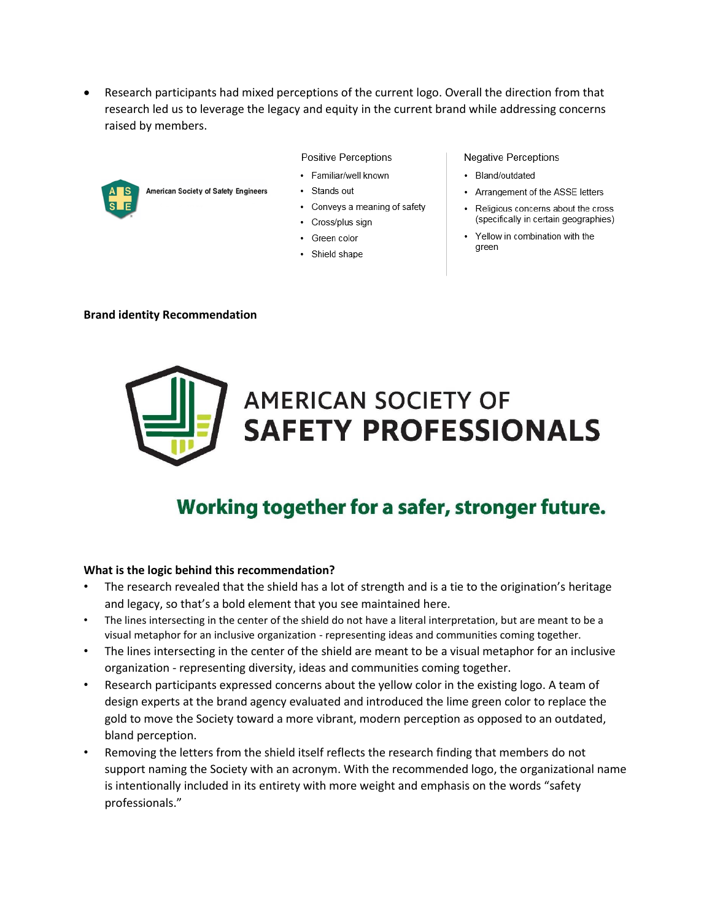- Research participants had mixed perceptions of the current logo. Overall the direction from that research led us to leverage the legacy and equity in the current brand while addressing concerns raised by members.

American Society of Safety Engineers

| Positive Perceptions | Negative Perceptions |
|---|---|
| • Familiar/well known | • Bland/outdated |
| • Stands out | • Arrangement of the ASSE letters |
| • Conveys a meaning of safety | • Religious concerns about the cross (specifically in certain geographies) |
| • Cross/plus sign | • Yellow in combination with the green |
| • Green color | |
| • Shield shape | |

**Brand identity Recommendation**

AMERICAN SOCIETY OF
**SAFETY PROFESSIONALS**

**Working together for a safer, stronger future.**

**What is the logic behind this recommendation?**

- The research revealed that the shield has a lot of strength and is a tie to the origination's heritage and legacy, so that's a bold element that you see maintained here.
- The lines intersecting in the center of the shield do not have a literal interpretation, but are meant to be a visual metaphor for an inclusive organization - representing ideas and communities coming together.
- The lines intersecting in the center of the shield are meant to be a visual metaphor for an inclusive organization - representing diversity, ideas and communities coming together.
- Research participants expressed concerns about the yellow color in the existing logo. A team of design experts at the brand agency evaluated and introduced the lime green color to replace the gold to move the Society toward a more vibrant, modern perception as opposed to an outdated, bland perception.
- Removing the letters from the shield itself reflects the research finding that members do not support naming the Society with an acronym. With the recommended logo, the organizational name is intentionally included in its entirety with more weight and emphasis on the words "safety professionals."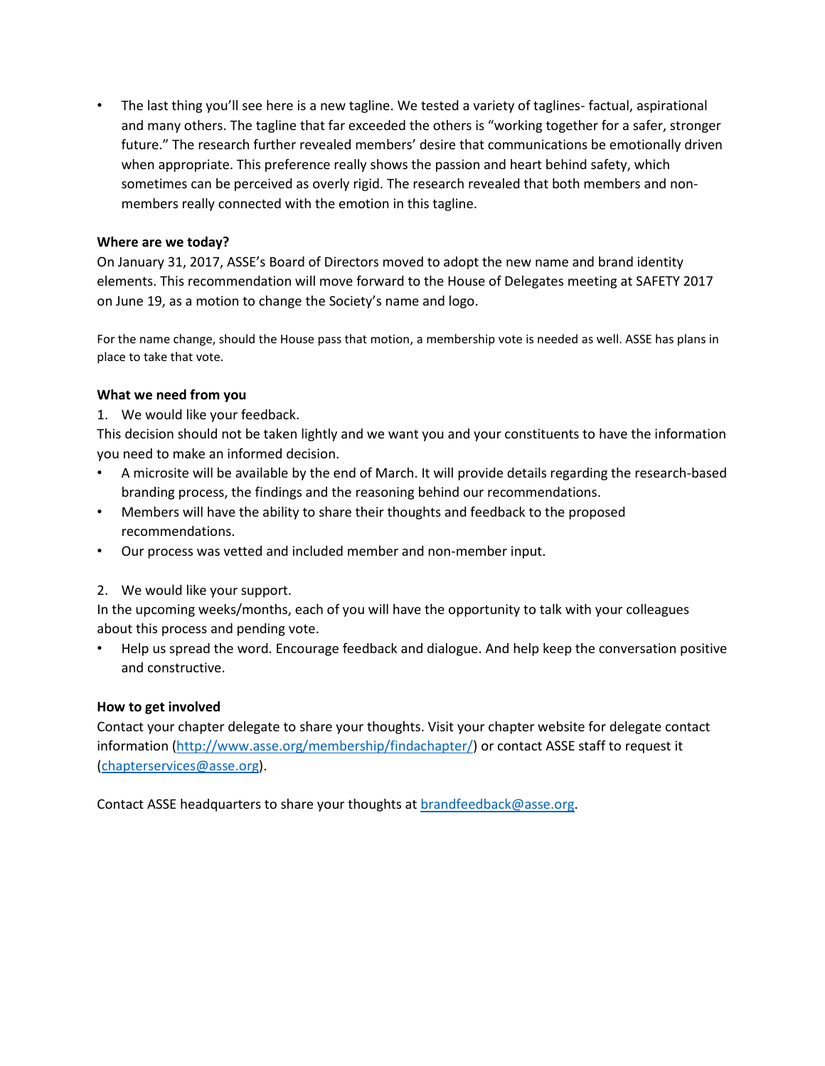- The last thing you'll see here is a new tagline. We tested a variety of taglines- factual, aspirational and many others. The tagline that far exceeded the others is "working together for a safer, stronger future." The research further revealed members' desire that communications be emotionally driven when appropriate. This preference really shows the passion and heart behind safety, which sometimes can be perceived as overly rigid. The research revealed that both members and non-members really connected with the emotion in this tagline.

**Where are we today?**

On January 31, 2017, ASSE's Board of Directors moved to adopt the new name and brand identity elements. This recommendation will move forward to the House of Delegates meeting at SAFETY 2017 on June 19, as a motion to change the Society's name and logo.

For the name change, should the House pass that motion, a membership vote is needed as well. ASSE has plans in place to take that vote.

**What we need from you**

1. We would like your feedback.

This decision should not be taken lightly and we want you and your constituents to have the information you need to make an informed decision.

- A microsite will be available by the end of March. It will provide details regarding the research-based branding process, the findings and the reasoning behind our recommendations.
- Members will have the ability to share their thoughts and feedback to the proposed recommendations.
- Our process was vetted and included member and non-member input.

2. We would like your support.

In the upcoming weeks/months, each of you will have the opportunity to talk with your colleagues about this process and pending vote.

- Help us spread the word. Encourage feedback and dialogue. And help keep the conversation positive and constructive.

**How to get involved**

Contact your chapter delegate to share your thoughts. Visit your chapter website for delegate contact information (http://www.asse.org/membership/findachapter/) or contact ASSE staff to request it (chapterservices@asse.org).

Contact ASSE headquarters to share your thoughts at brandfeedback@asse.org.